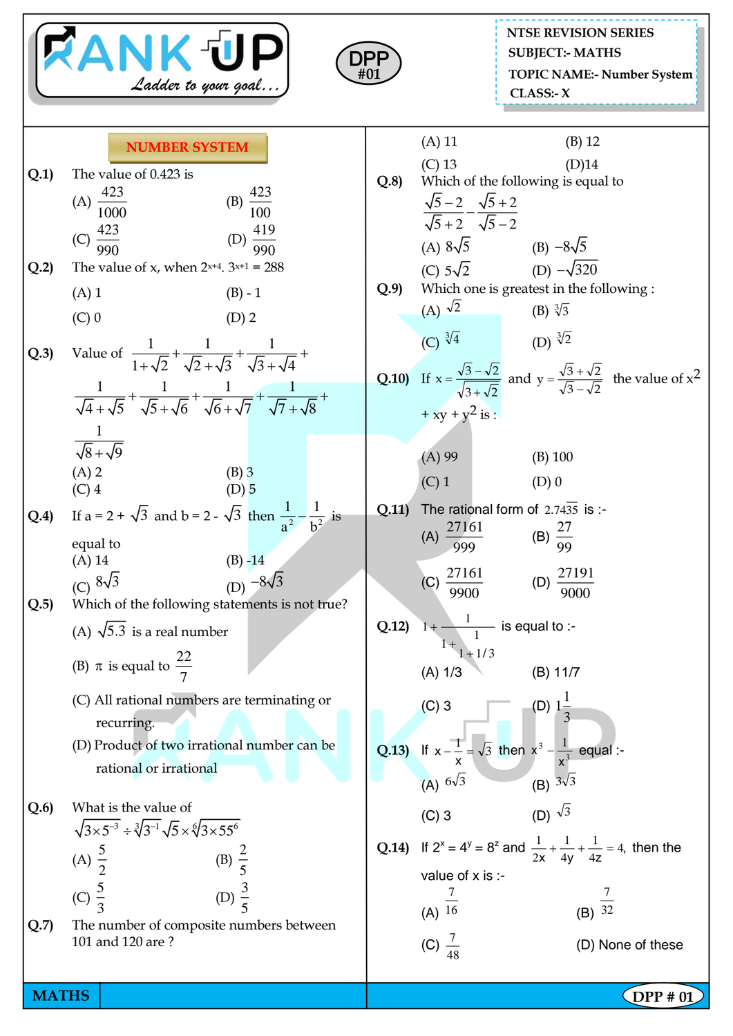NTSE REVISION SERIES
SUBJECT:- MATHS
TOPIC NAME:- Number System
CLASS:- X

DPP #01

## NUMBER SYSTEM

**Q.1)** The value of 0.423 is

(A) $\frac{423}{1000}$ (B) $\frac{423}{100}$

(C) $\frac{423}{990}$ (D) $\frac{419}{990}$

**Q.2)** The value of x, when $2^{x+4}.\ 3^{x+1} = 288$

(A) 1 (B) - 1

(C) 0 (D) 2

**Q.3)** Value of $\frac{1}{1+\sqrt{2}}+\frac{1}{\sqrt{2}+\sqrt{3}}+\frac{1}{\sqrt{3}+\sqrt{4}}+\frac{1}{\sqrt{4}+\sqrt{5}}+\frac{1}{\sqrt{5}+\sqrt{6}}+\frac{1}{\sqrt{6}+\sqrt{7}}+\frac{1}{\sqrt{7}+\sqrt{8}}+\frac{1}{\sqrt{8}+\sqrt{9}}$

(A) 2 (B) 3

(C) 4 (D) 5

**Q.4)** If $a = 2 + \sqrt{3}$ and $b = 2 - \sqrt{3}$ then $\frac{1}{a^2}-\frac{1}{b^2}$ is equal to

(A) 14 (B) -14

(C) $8\sqrt{3}$ (D) $-8\sqrt{3}$

**Q.5)** Which of the following statements is not true?

(A) $\sqrt{5.3}$ is a real number

(B) $\pi$ is equal to $\frac{22}{7}$

(C) All rational numbers are terminating or recurring.

(D) Product of two irrational number can be rational or irrational

**Q.6)** What is the value of
$\sqrt{3\times5^{-3}} \div \sqrt[3]{3^{-1}}\sqrt{5}\times\sqrt[6]{3\times55^{6}}$

(A) $\frac{5}{2}$ (B) $\frac{2}{5}$

(C) $\frac{5}{3}$ (D) $\frac{3}{5}$

**Q.7)** The number of composite numbers between 101 and 120 are ?

(A) 11 (B) 12

(C) 13 (D)14

**Q.8)** Which of the following is equal to
$\frac{\sqrt{5}-2}{\sqrt{5}+2}-\frac{\sqrt{5}+2}{\sqrt{5}-2}$

(A) $8\sqrt{5}$ (B) $-8\sqrt{5}$

(C) $5\sqrt{2}$ (D) $-\sqrt{320}$

**Q.9)** Which one is greatest in the following :

(A) $\sqrt{2}$ (B) $\sqrt[3]{3}$

(C) $\sqrt[3]{4}$ (D) $\sqrt[3]{2}$

**Q.10)** If $x = \frac{\sqrt{3}-\sqrt{2}}{\sqrt{3}+\sqrt{2}}$ and $y = \frac{\sqrt{3}+\sqrt{2}}{\sqrt{3}-\sqrt{2}}$ the value of $x^2 + xy + y^2$ is :

(A) 99 (B) 100

(C) 1 (D) 0

**Q.11)** The rational form of $2.74\overline{35}$ is :-

(A) $\frac{27161}{999}$ (B) $\frac{27}{99}$

(C) $\frac{27161}{9900}$ (D) $\frac{27191}{9000}$

**Q.12)** $1+\cfrac{1}{1+\cfrac{1}{1+1/3}}$ is equal to :-

(A) 1/3 (B) 11/7

(C) 3 (D) $1\frac{1}{3}$

**Q.13)** If $x-\frac{1}{x}=\sqrt{3}$ then $x^3-\frac{1}{x^3}$ equal :-

(A) $6\sqrt{3}$ (B) $3\sqrt{3}$

(C) 3 (D) $\sqrt{3}$

**Q.14)** If $2^x = 4^y = 8^z$ and $\frac{1}{2x}+\frac{1}{4y}+\frac{1}{4z}=4$, then the value of x is :-

(A) $\frac{7}{16}$ (B) $\frac{7}{32}$

(C) $\frac{7}{48}$ (D) None of these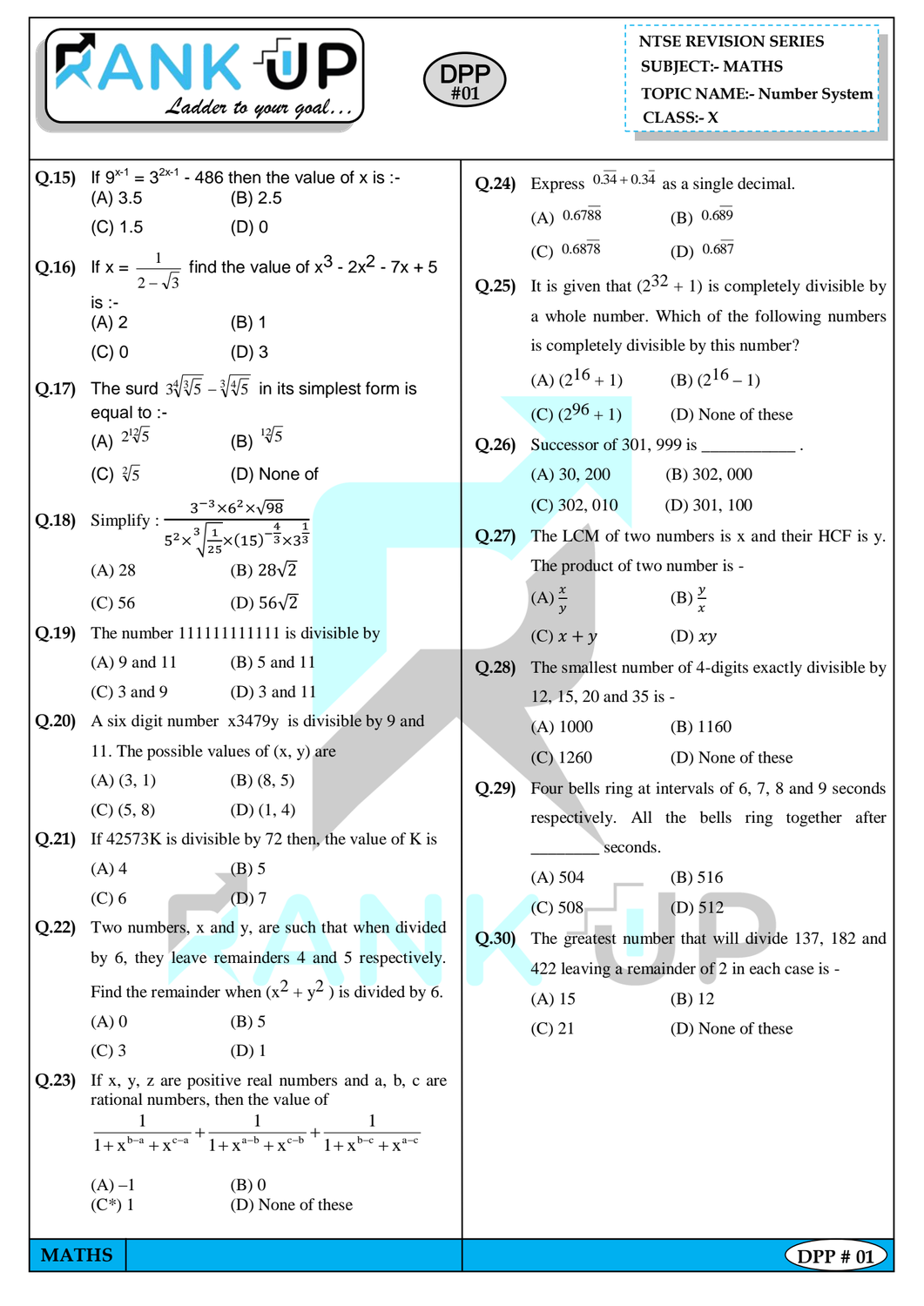Q.15) If $9^{x-1} = 3^{2x-1} - 486$ then the value of x is :-

(A) 3.5 (B) 2.5

(C) 1.5 (D) 0

Q.16) If $x = \frac{1}{2-\sqrt{3}}$ find the value of $x^3 - 2x^2 - 7x + 5$ is :-

(A) 2 (B) 1

(C) 0 (D) 3

Q.17) The surd $3\sqrt[4]{\sqrt[3]{5}} - \sqrt[3]{\sqrt[4]{5}}$ in its simplest form is equal to :-

(A) $2\sqrt[12]{5}$ (B) $\sqrt[12]{5}$

(C) $\sqrt[7]{5}$ (D) None of

Q.18) Simplify : $\frac{3^{-3} \times 6^2 \times \sqrt{98}}{5^2 \times \sqrt[3]{\frac{1}{25}} \times (15)^{-\frac{4}{3}} \times 3^{\frac{1}{3}}}$

(A) 28 (B) $28\sqrt{2}$

(C) 56 (D) $56\sqrt{2}$

Q.19) The number 111111111111 is divisible by

(A) 9 and 11 (B) 5 and 11

(C) 3 and 9 (D) 3 and 11

Q.20) A six digit number x3479y is divisible by 9 and 11. The possible values of (x, y) are

(A) (3, 1) (B) (8, 5)

(C) (5, 8) (D) (1, 4)

Q.21) If 42573K is divisible by 72 then, the value of K is

(A) 4 (B) 5

(C) 6 (D) 7

Q.22) Two numbers, x and y, are such that when divided by 6, they leave remainders 4 and 5 respectively. Find the remainder when $(x^2 + y^2)$ is divided by 6.

(A) 0 (B) 5

(C) 3 (D) 1

Q.23) If x, y, z are positive real numbers and a, b, c are rational numbers, then the value of

$$\frac{1}{1+x^{b-a}+x^{c-a}} + \frac{1}{1+x^{a-b}+x^{c-b}} + \frac{1}{1+x^{b-c}+x^{a-c}}$$

(A) –1 (B) 0

(C*) 1 (D) None of these

Q.24) Express $0.\overline{34} + 0.3\overline{4}$ as a single decimal.

(A) $0.6\overline{788}$ (B) $0.6\overline{89}$

(C) $0.68\overline{78}$ (D) $0.68\overline{7}$

Q.25) It is given that $(2^{32} + 1)$ is completely divisible by a whole number. Which of the following numbers is completely divisible by this number?

(A) $(2^{16} + 1)$ (B) $(2^{16} - 1)$

(C) $(2^{96} + 1)$ (D) None of these

Q.26) Successor of 301, 999 is ___________ .

(A) 30, 200 (B) 302, 000

(C) 302, 010 (D) 301, 100

Q.27) The LCM of two numbers is x and their HCF is y. The product of two number is -

(A) $\frac{x}{y}$ (B) $\frac{y}{x}$

(C) $x + y$ (D) $xy$

Q.28) The smallest number of 4-digits exactly divisible by 12, 15, 20 and 35 is -

(A) 1000 (B) 1160

(C) 1260 (D) None of these

Q.29) Four bells ring at intervals of 6, 7, 8 and 9 seconds respectively. All the bells ring together after ________ seconds.

(A) 504 (B) 516

(C) 508 (D) 512

Q.30) The greatest number that will divide 137, 182 and 422 leaving a remainder of 2 in each case is -

(A) 15 (B) 12

(C) 21 (D) None of these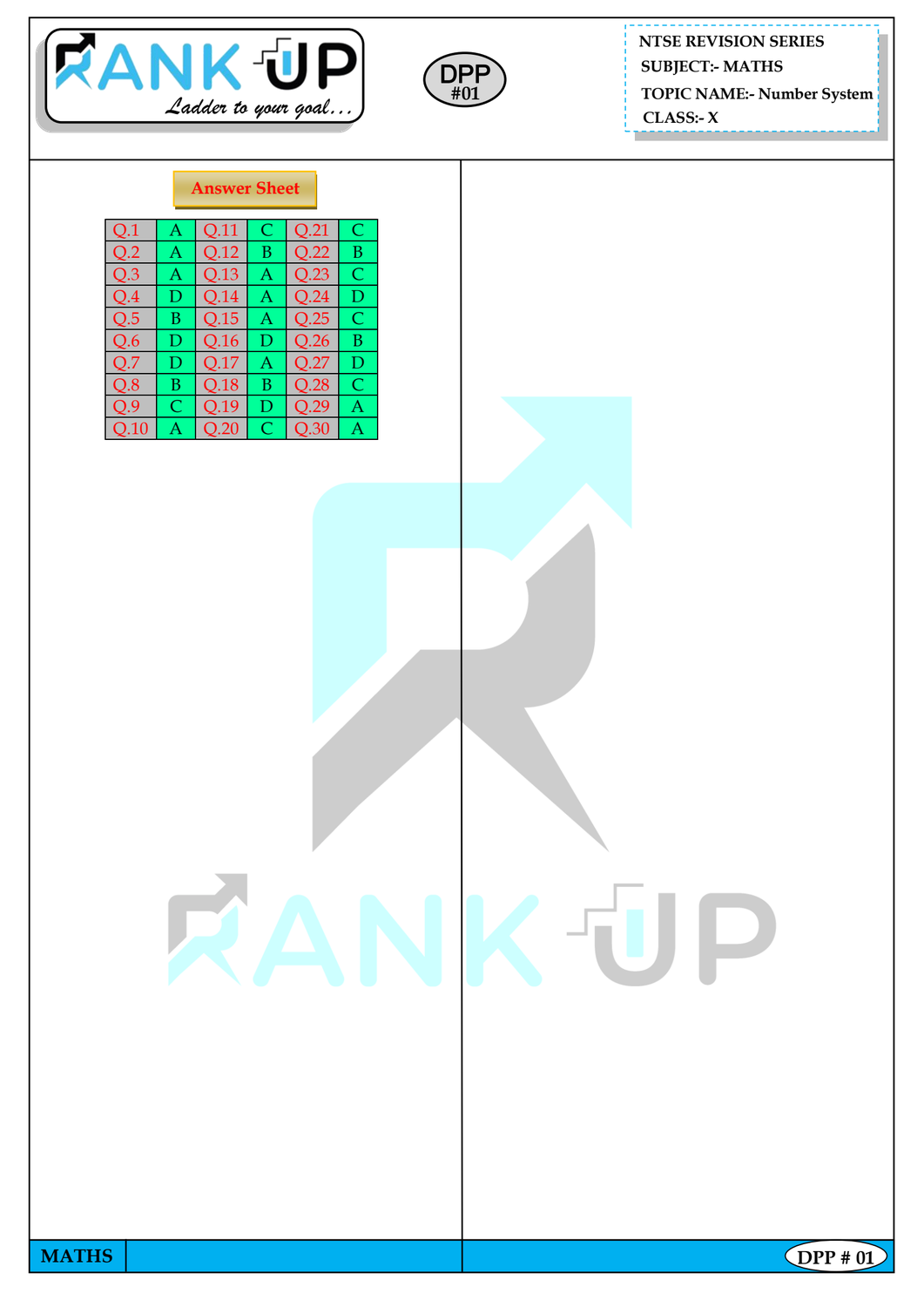## Answer Sheet

| | | | | | |
|---|---|---|---|---|---|
| Q.1 | A | Q.11 | C | Q.21 | C |
| Q.2 | A | Q.12 | B | Q.22 | B |
| Q.3 | A | Q.13 | A | Q.23 | C |
| Q.4 | D | Q.14 | A | Q.24 | D |
| Q.5 | B | Q.15 | A | Q.25 | C |
| Q.6 | D | Q.16 | D | Q.26 | B |
| Q.7 | D | Q.17 | A | Q.27 | D |
| Q.8 | B | Q.18 | B | Q.28 | C |
| Q.9 | C | Q.19 | D | Q.29 | A |
| Q.10 | A | Q.20 | C | Q.30 | A |